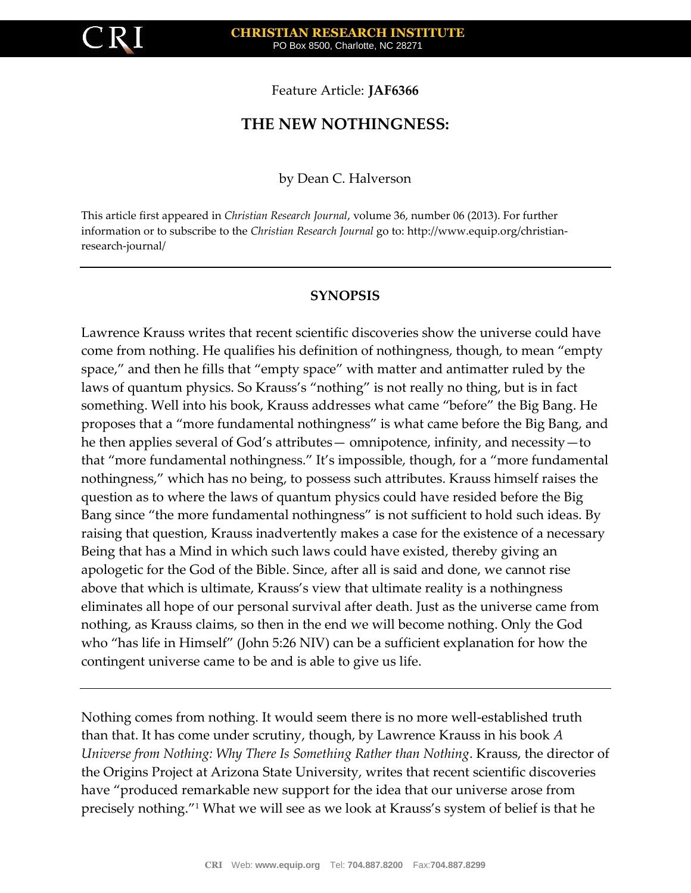Feature Article: **JAF6366**

# THE NEW NOTHINGNESS:

by Dean C. Halverson

This article first appeared in *Christian Research Journal*, volume 36, number 06 (2013). For further information or to subscribe to the *Christian Research Journal* go to: http://www.equip.org/christian-research-journal/

---

## SYNOPSIS

Lawrence Krauss writes that recent scientific discoveries show the universe could have come from nothing. He qualifies his definition of nothingness, though, to mean "empty space," and then he fills that "empty space" with matter and antimatter ruled by the laws of quantum physics. So Krauss's "nothing" is not really no thing, but is in fact something. Well into his book, Krauss addresses what came "before" the Big Bang. He proposes that a "more fundamental nothingness" is what came before the Big Bang, and he then applies several of God's attributes— omnipotence, infinity, and necessity—to that "more fundamental nothingness." It's impossible, though, for a "more fundamental nothingness," which has no being, to possess such attributes. Krauss himself raises the question as to where the laws of quantum physics could have resided before the Big Bang since "the more fundamental nothingness" is not sufficient to hold such ideas. By raising that question, Krauss inadvertently makes a case for the existence of a necessary Being that has a Mind in which such laws could have existed, thereby giving an apologetic for the God of the Bible. Since, after all is said and done, we cannot rise above that which is ultimate, Krauss's view that ultimate reality is a nothingness eliminates all hope of our personal survival after death. Just as the universe came from nothing, as Krauss claims, so then in the end we will become nothing. Only the God who "has life in Himself" (John 5:26 NIV) can be a sufficient explanation for how the contingent universe came to be and is able to give us life.

---

Nothing comes from nothing. It would seem there is no more well-established truth than that. It has come under scrutiny, though, by Lawrence Krauss in his book *A Universe from Nothing: Why There Is Something Rather than Nothing*. Krauss, the director of the Origins Project at Arizona State University, writes that recent scientific discoveries have "produced remarkable new support for the idea that our universe arose from precisely nothing."[1] What we will see as we look at Krauss's system of belief is that he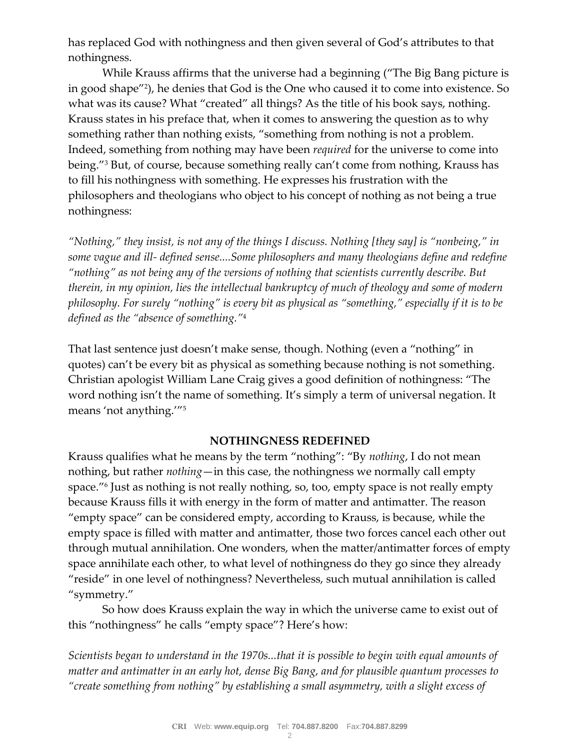has replaced God with nothingness and then given several of God's attributes to that nothingness.

While Krauss affirms that the universe had a beginning ("The Big Bang picture is in good shape"[2]), he denies that God is the One who caused it to come into existence. So what was its cause? What "created" all things? As the title of his book says, nothing. Krauss states in his preface that, when it comes to answering the question as to why something rather than nothing exists, "something from nothing is not a problem. Indeed, something from nothing may have been *required* for the universe to come into being."[3] But, of course, because something really can't come from nothing, Krauss has to fill his nothingness with something. He expresses his frustration with the philosophers and theologians who object to his concept of nothing as not being a true nothingness:

*"Nothing," they insist, is not any of the things I discuss. Nothing [they say] is "nonbeing," in some vague and ill- defined sense....Some philosophers and many theologians define and redefine "nothing" as not being any of the versions of nothing that scientists currently describe. But therein, in my opinion, lies the intellectual bankruptcy of much of theology and some of modern philosophy. For surely "nothing" is every bit as physical as "something," especially if it is to be defined as the "absence of something."*[4]

That last sentence just doesn't make sense, though. Nothing (even a "nothing" in quotes) can't be every bit as physical as something because nothing is not something. Christian apologist William Lane Craig gives a good definition of nothingness: "The word nothing isn't the name of something. It's simply a term of universal negation. It means 'not anything.'"[5]

## NOTHINGNESS REDEFINED

Krauss qualifies what he means by the term "nothing": "By *nothing*, I do not mean nothing, but rather *nothing*—in this case, the nothingness we normally call empty space."[6] Just as nothing is not really nothing, so, too, empty space is not really empty because Krauss fills it with energy in the form of matter and antimatter. The reason "empty space" can be considered empty, according to Krauss, is because, while the empty space is filled with matter and antimatter, those two forces cancel each other out through mutual annihilation. One wonders, when the matter/antimatter forces of empty space annihilate each other, to what level of nothingness do they go since they already "reside" in one level of nothingness? Nevertheless, such mutual annihilation is called "symmetry."

So how does Krauss explain the way in which the universe came to exist out of this "nothingness" he calls "empty space"? Here's how:

*Scientists began to understand in the 1970s...that it is possible to begin with equal amounts of matter and antimatter in an early hot, dense Big Bang, and for plausible quantum processes to "create something from nothing" by establishing a small asymmetry, with a slight excess of*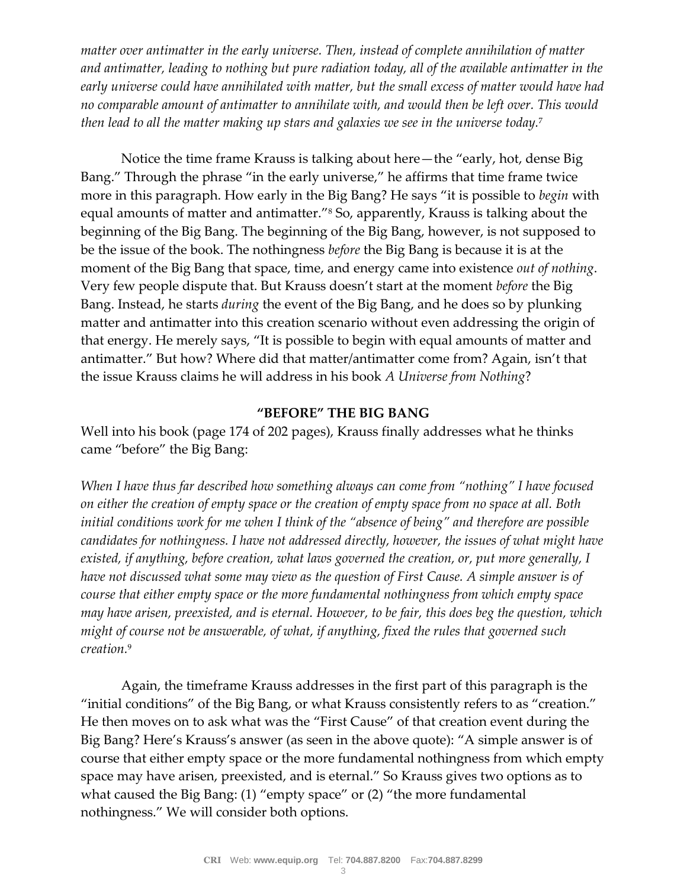*matter over antimatter in the early universe. Then, instead of complete annihilation of matter and antimatter, leading to nothing but pure radiation today, all of the available antimatter in the early universe could have annihilated with matter, but the small excess of matter would have had no comparable amount of antimatter to annihilate with, and would then be left over. This would then lead to all the matter making up stars and galaxies we see in the universe today.*[7]

Notice the time frame Krauss is talking about here—the "early, hot, dense Big Bang." Through the phrase "in the early universe," he affirms that time frame twice more in this paragraph. How early in the Big Bang? He says "it is possible to *begin* with equal amounts of matter and antimatter."[8] So, apparently, Krauss is talking about the beginning of the Big Bang. The beginning of the Big Bang, however, is not supposed to be the issue of the book. The nothingness *before* the Big Bang is because it is at the moment of the Big Bang that space, time, and energy came into existence *out of nothing*. Very few people dispute that. But Krauss doesn't start at the moment *before* the Big Bang. Instead, he starts *during* the event of the Big Bang, and he does so by plunking matter and antimatter into this creation scenario without even addressing the origin of that energy. He merely says, "It is possible to begin with equal amounts of matter and antimatter." But how? Where did that matter/antimatter come from? Again, isn't that the issue Krauss claims he will address in his book *A Universe from Nothing*?

## "BEFORE" THE BIG BANG

Well into his book (page 174 of 202 pages), Krauss finally addresses what he thinks came "before" the Big Bang:

*When I have thus far described how something always can come from "nothing" I have focused on either the creation of empty space or the creation of empty space from no space at all. Both initial conditions work for me when I think of the "absence of being" and therefore are possible candidates for nothingness. I have not addressed directly, however, the issues of what might have existed, if anything, before creation, what laws governed the creation, or, put more generally, I have not discussed what some may view as the question of First Cause. A simple answer is of course that either empty space or the more fundamental nothingness from which empty space may have arisen, preexisted, and is eternal. However, to be fair, this does beg the question, which might of course not be answerable, of what, if anything, fixed the rules that governed such creation.*[9]

Again, the timeframe Krauss addresses in the first part of this paragraph is the "initial conditions" of the Big Bang, or what Krauss consistently refers to as "creation." He then moves on to ask what was the "First Cause" of that creation event during the Big Bang? Here's Krauss's answer (as seen in the above quote): "A simple answer is of course that either empty space or the more fundamental nothingness from which empty space may have arisen, preexisted, and is eternal." So Krauss gives two options as to what caused the Big Bang: (1) "empty space" or (2) "the more fundamental nothingness." We will consider both options.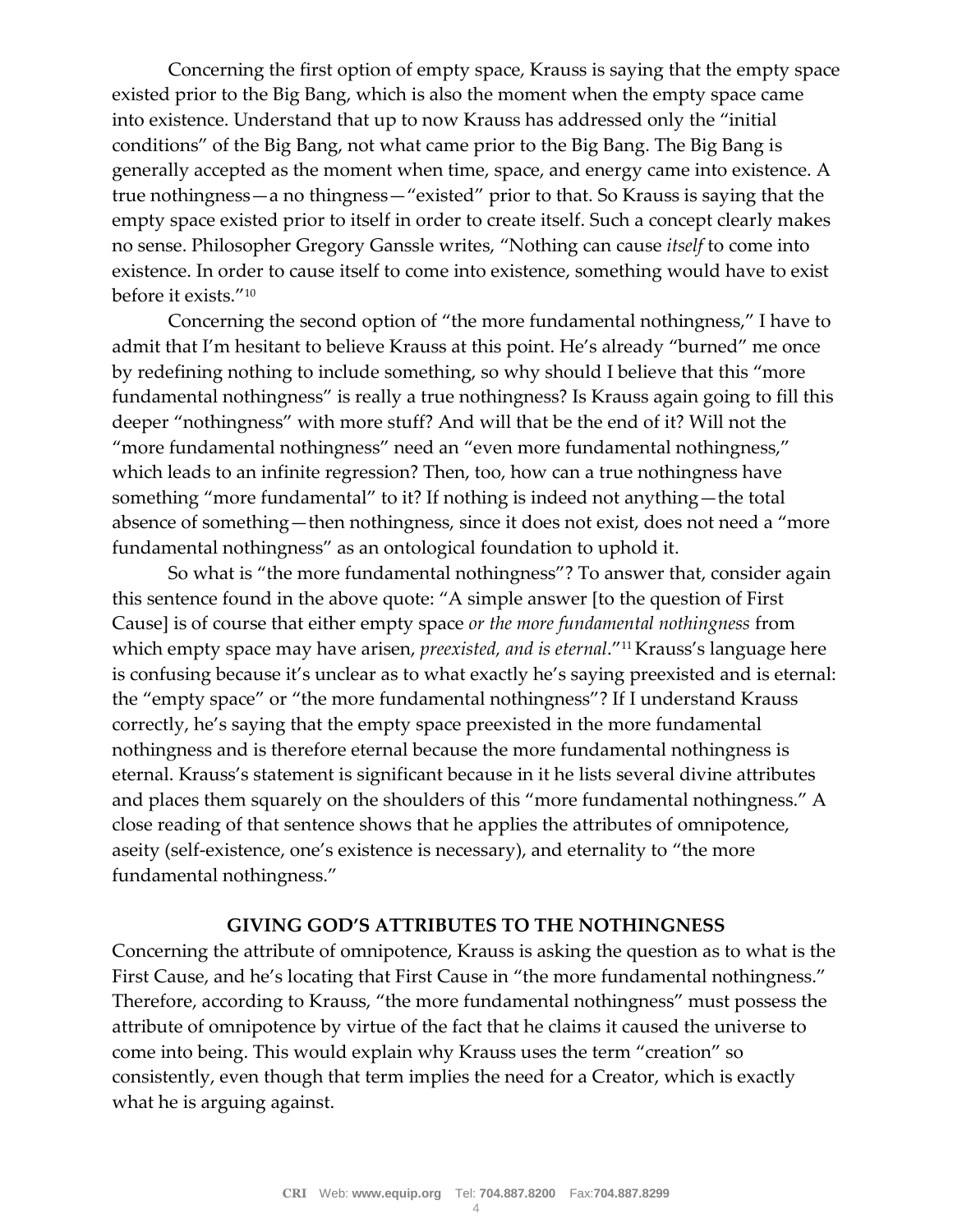Concerning the first option of empty space, Krauss is saying that the empty space existed prior to the Big Bang, which is also the moment when the empty space came into existence. Understand that up to now Krauss has addressed only the "initial conditions" of the Big Bang, not what came prior to the Big Bang. The Big Bang is generally accepted as the moment when time, space, and energy came into existence. A true nothingness—a no thingness—"existed" prior to that. So Krauss is saying that the empty space existed prior to itself in order to create itself. Such a concept clearly makes no sense. Philosopher Gregory Ganssle writes, "Nothing can cause *itself* to come into existence. In order to cause itself to come into existence, something would have to exist before it exists."[10]

Concerning the second option of "the more fundamental nothingness," I have to admit that I'm hesitant to believe Krauss at this point. He's already "burned" me once by redefining nothing to include something, so why should I believe that this "more fundamental nothingness" is really a true nothingness? Is Krauss again going to fill this deeper "nothingness" with more stuff? And will that be the end of it? Will not the "more fundamental nothingness" need an "even more fundamental nothingness," which leads to an infinite regression? Then, too, how can a true nothingness have something "more fundamental" to it? If nothing is indeed not anything—the total absence of something—then nothingness, since it does not exist, does not need a "more fundamental nothingness" as an ontological foundation to uphold it.

So what is "the more fundamental nothingness"? To answer that, consider again this sentence found in the above quote: "A simple answer [to the question of First Cause] is of course that either empty space *or the more fundamental nothingness* from which empty space may have arisen, *preexisted, and is eternal*."[11] Krauss's language here is confusing because it's unclear as to what exactly he's saying preexisted and is eternal: the "empty space" or "the more fundamental nothingness"? If I understand Krauss correctly, he's saying that the empty space preexisted in the more fundamental nothingness and is therefore eternal because the more fundamental nothingness is eternal. Krauss's statement is significant because in it he lists several divine attributes and places them squarely on the shoulders of this "more fundamental nothingness." A close reading of that sentence shows that he applies the attributes of omnipotence, aseity (self-existence, one's existence is necessary), and eternality to "the more fundamental nothingness."

## GIVING GOD'S ATTRIBUTES TO THE NOTHINGNESS

Concerning the attribute of omnipotence, Krauss is asking the question as to what is the First Cause, and he's locating that First Cause in "the more fundamental nothingness." Therefore, according to Krauss, "the more fundamental nothingness" must possess the attribute of omnipotence by virtue of the fact that he claims it caused the universe to come into being. This would explain why Krauss uses the term "creation" so consistently, even though that term implies the need for a Creator, which is exactly what he is arguing against.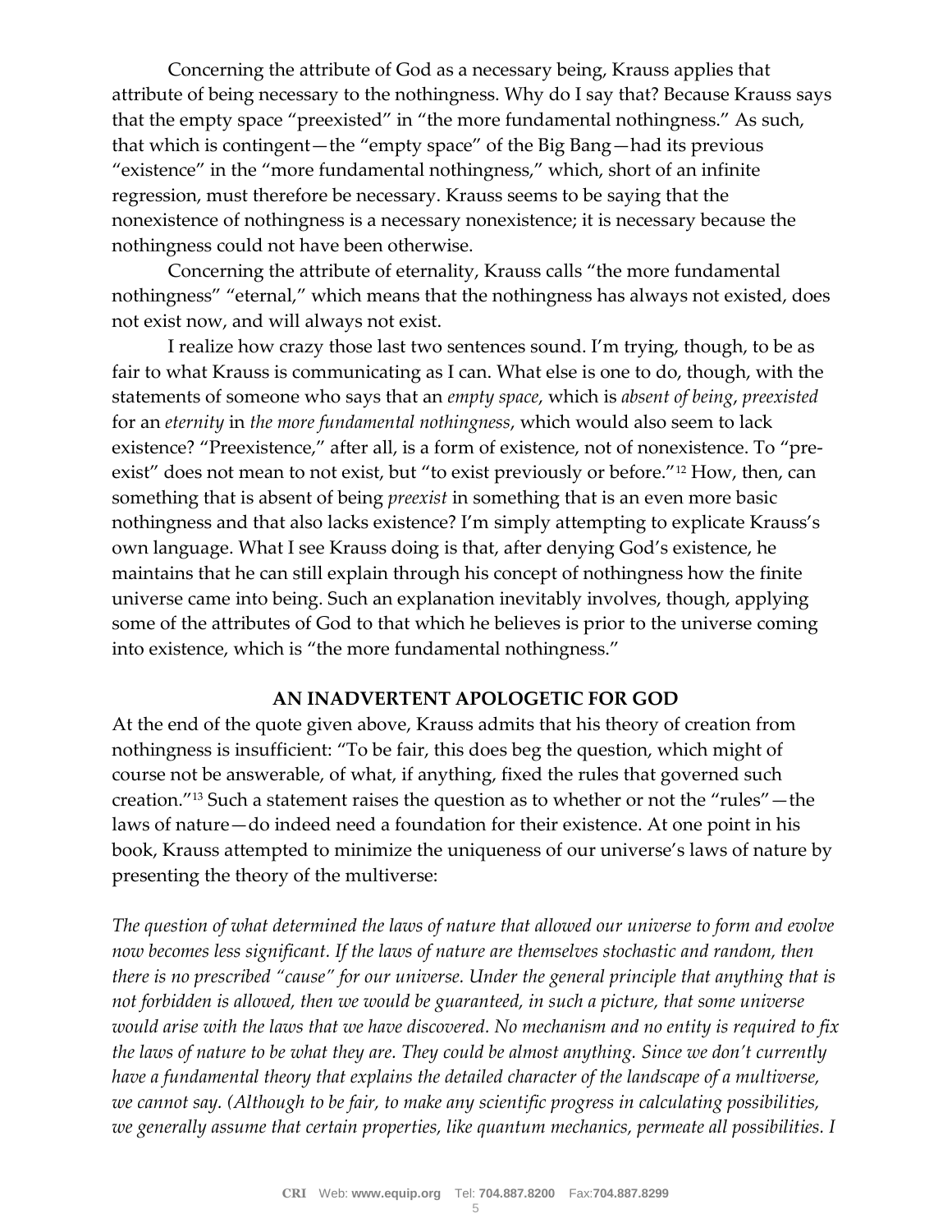Concerning the attribute of God as a necessary being, Krauss applies that attribute of being necessary to the nothingness. Why do I say that? Because Krauss says that the empty space "preexisted" in "the more fundamental nothingness." As such, that which is contingent—the "empty space" of the Big Bang—had its previous "existence" in the "more fundamental nothingness," which, short of an infinite regression, must therefore be necessary. Krauss seems to be saying that the nonexistence of nothingness is a necessary nonexistence; it is necessary because the nothingness could not have been otherwise.

Concerning the attribute of eternality, Krauss calls "the more fundamental nothingness" "eternal," which means that the nothingness has always not existed, does not exist now, and will always not exist.

I realize how crazy those last two sentences sound. I'm trying, though, to be as fair to what Krauss is communicating as I can. What else is one to do, though, with the statements of someone who says that an *empty space*, which is *absent of being*, *preexisted* for an *eternity* in *the more fundamental nothingness*, which would also seem to lack existence? "Preexistence," after all, is a form of existence, not of nonexistence. To "pre-exist" does not mean to not exist, but "to exist previously or before."[12] How, then, can something that is absent of being *preexist* in something that is an even more basic nothingness and that also lacks existence? I'm simply attempting to explicate Krauss's own language. What I see Krauss doing is that, after denying God's existence, he maintains that he can still explain through his concept of nothingness how the finite universe came into being. Such an explanation inevitably involves, though, applying some of the attributes of God to that which he believes is prior to the universe coming into existence, which is "the more fundamental nothingness."

## AN INADVERTENT APOLOGETIC FOR GOD

At the end of the quote given above, Krauss admits that his theory of creation from nothingness is insufficient: "To be fair, this does beg the question, which might of course not be answerable, of what, if anything, fixed the rules that governed such creation."[13] Such a statement raises the question as to whether or not the "rules"—the laws of nature—do indeed need a foundation for their existence. At one point in his book, Krauss attempted to minimize the uniqueness of our universe's laws of nature by presenting the theory of the multiverse:

*The question of what determined the laws of nature that allowed our universe to form and evolve now becomes less significant. If the laws of nature are themselves stochastic and random, then there is no prescribed "cause" for our universe. Under the general principle that anything that is not forbidden is allowed, then we would be guaranteed, in such a picture, that some universe would arise with the laws that we have discovered. No mechanism and no entity is required to fix the laws of nature to be what they are. They could be almost anything. Since we don't currently have a fundamental theory that explains the detailed character of the landscape of a multiverse, we cannot say. (Although to be fair, to make any scientific progress in calculating possibilities, we generally assume that certain properties, like quantum mechanics, permeate all possibilities. I*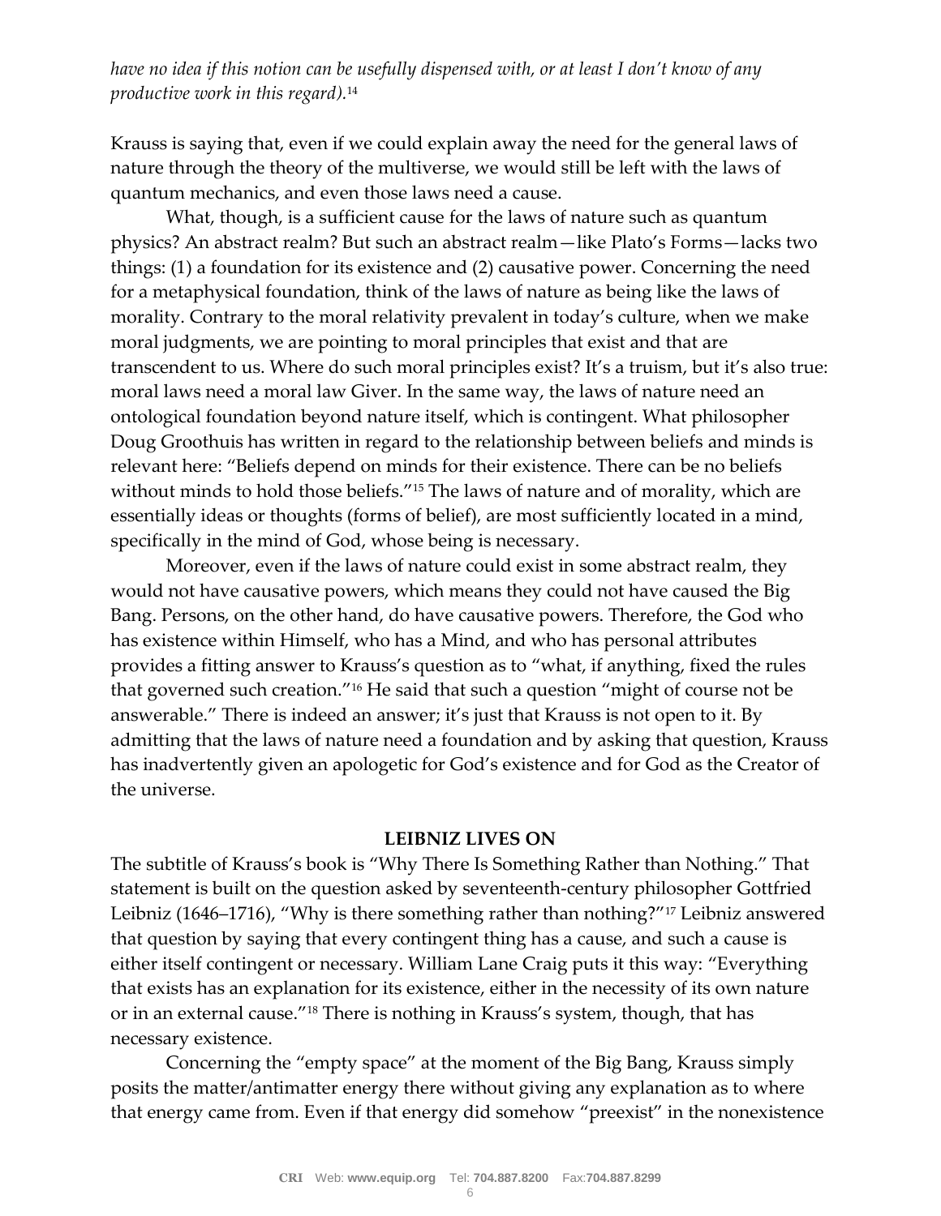*have no idea if this notion can be usefully dispensed with, or at least I don't know of any productive work in this regard).*[14]

Krauss is saying that, even if we could explain away the need for the general laws of nature through the theory of the multiverse, we would still be left with the laws of quantum mechanics, and even those laws need a cause.

What, though, is a sufficient cause for the laws of nature such as quantum physics? An abstract realm? But such an abstract realm—like Plato's Forms—lacks two things: (1) a foundation for its existence and (2) causative power. Concerning the need for a metaphysical foundation, think of the laws of nature as being like the laws of morality. Contrary to the moral relativity prevalent in today's culture, when we make moral judgments, we are pointing to moral principles that exist and that are transcendent to us. Where do such moral principles exist? It's a truism, but it's also true: moral laws need a moral law Giver. In the same way, the laws of nature need an ontological foundation beyond nature itself, which is contingent. What philosopher Doug Groothuis has written in regard to the relationship between beliefs and minds is relevant here: "Beliefs depend on minds for their existence. There can be no beliefs without minds to hold those beliefs."[15] The laws of nature and of morality, which are essentially ideas or thoughts (forms of belief), are most sufficiently located in a mind, specifically in the mind of God, whose being is necessary.

Moreover, even if the laws of nature could exist in some abstract realm, they would not have causative powers, which means they could not have caused the Big Bang. Persons, on the other hand, do have causative powers. Therefore, the God who has existence within Himself, who has a Mind, and who has personal attributes provides a fitting answer to Krauss's question as to "what, if anything, fixed the rules that governed such creation."[16] He said that such a question "might of course not be answerable." There is indeed an answer; it's just that Krauss is not open to it. By admitting that the laws of nature need a foundation and by asking that question, Krauss has inadvertently given an apologetic for God's existence and for God as the Creator of the universe.

## LEIBNIZ LIVES ON

The subtitle of Krauss's book is "Why There Is Something Rather than Nothing." That statement is built on the question asked by seventeenth-century philosopher Gottfried Leibniz (1646–1716), "Why is there something rather than nothing?"[17] Leibniz answered that question by saying that every contingent thing has a cause, and such a cause is either itself contingent or necessary. William Lane Craig puts it this way: "Everything that exists has an explanation for its existence, either in the necessity of its own nature or in an external cause."[18] There is nothing in Krauss's system, though, that has necessary existence.

Concerning the "empty space" at the moment of the Big Bang, Krauss simply posits the matter/antimatter energy there without giving any explanation as to where that energy came from. Even if that energy did somehow "preexist" in the nonexistence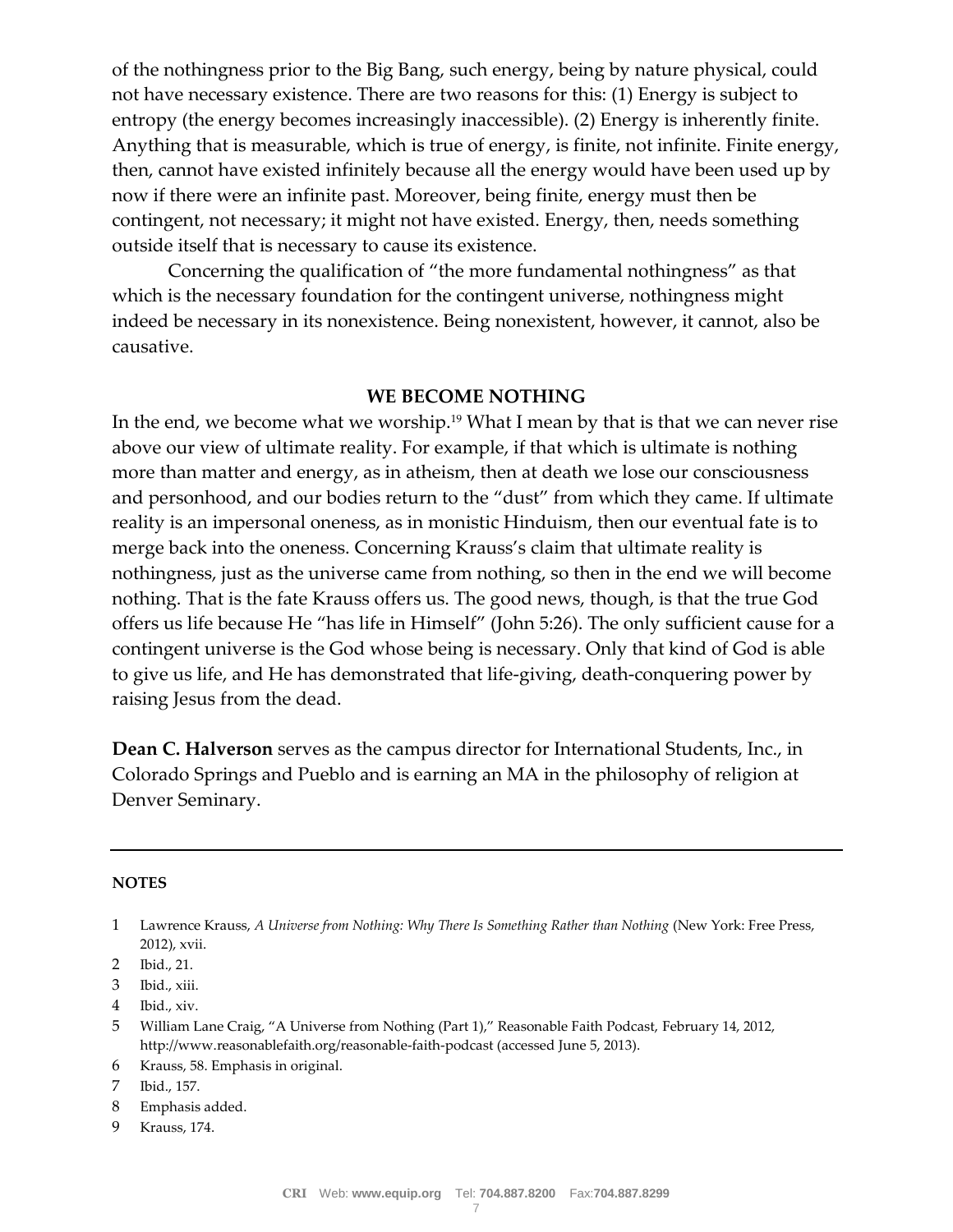of the nothingness prior to the Big Bang, such energy, being by nature physical, could not have necessary existence. There are two reasons for this: (1) Energy is subject to entropy (the energy becomes increasingly inaccessible). (2) Energy is inherently finite. Anything that is measurable, which is true of energy, is finite, not infinite. Finite energy, then, cannot have existed infinitely because all the energy would have been used up by now if there were an infinite past. Moreover, being finite, energy must then be contingent, not necessary; it might not have existed. Energy, then, needs something outside itself that is necessary to cause its existence.

Concerning the qualification of "the more fundamental nothingness" as that which is the necessary foundation for the contingent universe, nothingness might indeed be necessary in its nonexistence. Being nonexistent, however, it cannot, also be causative.

## WE BECOME NOTHING

In the end, we become what we worship.[19] What I mean by that is that we can never rise above our view of ultimate reality. For example, if that which is ultimate is nothing more than matter and energy, as in atheism, then at death we lose our consciousness and personhood, and our bodies return to the "dust" from which they came. If ultimate reality is an impersonal oneness, as in monistic Hinduism, then our eventual fate is to merge back into the oneness. Concerning Krauss's claim that ultimate reality is nothingness, just as the universe came from nothing, so then in the end we will become nothing. That is the fate Krauss offers us. The good news, though, is that the true God offers us life because He "has life in Himself" (John 5:26). The only sufficient cause for a contingent universe is the God whose being is necessary. Only that kind of God is able to give us life, and He has demonstrated that life-giving, death-conquering power by raising Jesus from the dead.

**Dean C. Halverson** serves as the campus director for International Students, Inc., in Colorado Springs and Pueblo and is earning an MA in the philosophy of religion at Denver Seminary.

---

**NOTES**

1. Lawrence Krauss, *A Universe from Nothing: Why There Is Something Rather than Nothing* (New York: Free Press, 2012), xvii.
2. Ibid., 21.
3. Ibid., xiii.
4. Ibid., xiv.
5. William Lane Craig, "A Universe from Nothing (Part 1)," Reasonable Faith Podcast, February 14, 2012, http://www.reasonablefaith.org/reasonable-faith-podcast (accessed June 5, 2013).
6. Krauss, 58. Emphasis in original.
7. Ibid., 157.
8. Emphasis added.
9. Krauss, 174.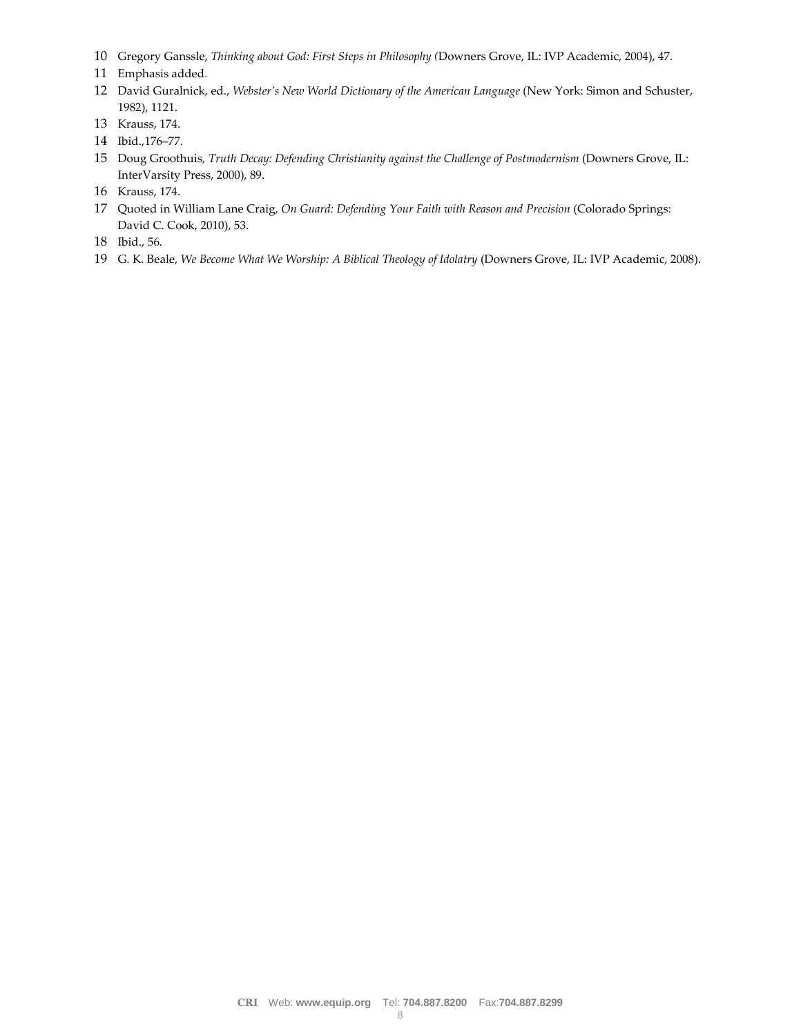10 Gregory Ganssle, *Thinking about God: First Steps in Philosophy (*Downers Grove, IL: IVP Academic, 2004), 47.

11 Emphasis added.

12 David Guralnick, ed., *Webster's New World Dictionary of the American Language* (New York: Simon and Schuster, 1982), 1121.

13 Krauss, 174.

14 Ibid.,176–77.

15 Doug Groothuis, *Truth Decay: Defending Christianity against the Challenge of Postmodernism* (Downers Grove, IL: InterVarsity Press, 2000), 89.

16 Krauss, 174.

17 Quoted in William Lane Craig, *On Guard: Defending Your Faith with Reason and Precision* (Colorado Springs: David C. Cook, 2010), 53.

18 Ibid., 56.

19 G. K. Beale, *We Become What We Worship: A Biblical Theology of Idolatry* (Downers Grove, IL: IVP Academic, 2008).